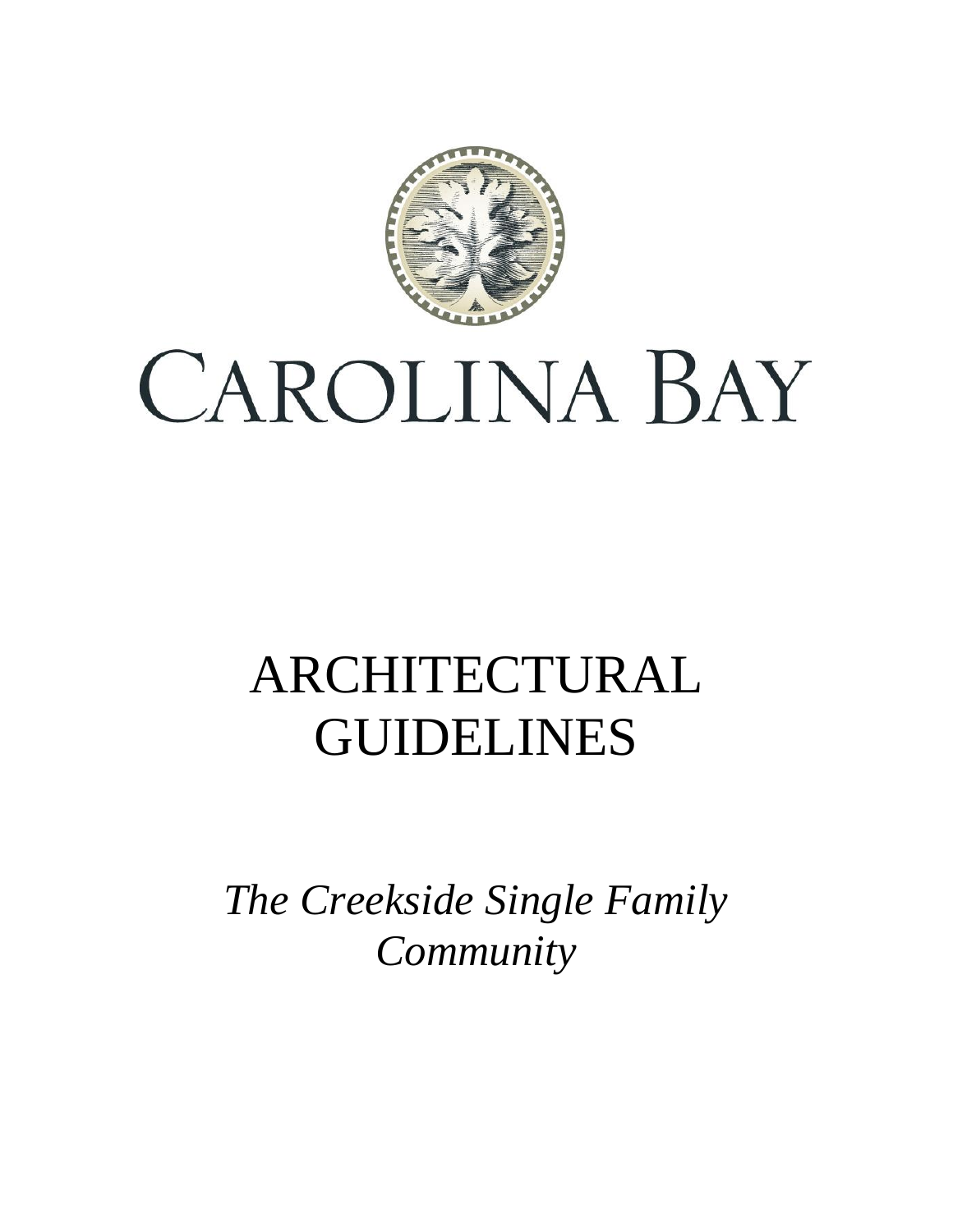# CAROLINA BAY

# ARCHITECTURAL GUIDELINES

*The Creekside Single Family Community*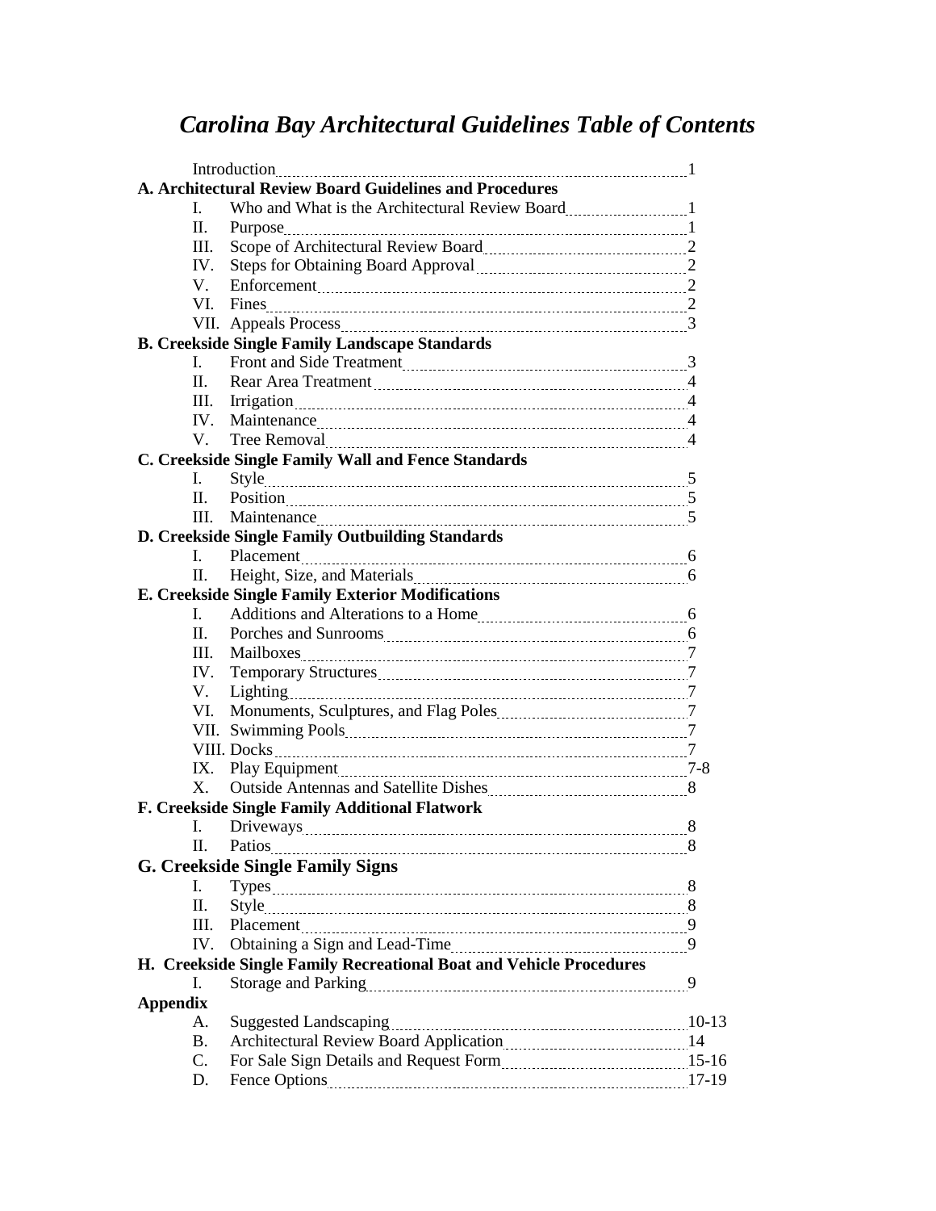# *Carolina Bay Architectural Guidelines Table of Contents*

Introduction ........ 1

**A. Architectural Review Board Guidelines and Procedures**

- I. Who and What is the Architectural Review Board ........ 1
- II. Purpose ........ 1
- III. Scope of Architectural Review Board ........ 2
- IV. Steps for Obtaining Board Approval ........ 2
- V. Enforcement ........ 2
- VI. Fines ........ 2
- VII. Appeals Process ........ 3

**B. Creekside Single Family Landscape Standards**

- I. Front and Side Treatment ........ 3
- II. Rear Area Treatment ........ 4
- III. Irrigation ........ 4
- IV. Maintenance ........ 4
- V. Tree Removal ........ 4

**C. Creekside Single Family Wall and Fence Standards**

- I. Style ........ 5
- II. Position ........ 5
- III. Maintenance ........ 5

**D. Creekside Single Family Outbuilding Standards**

- I. Placement ........ 6
- II. Height, Size, and Materials ........ 6

**E. Creekside Single Family Exterior Modifications**

- I. Additions and Alterations to a Home ........ 6
- II. Porches and Sunrooms ........ 6
- III. Mailboxes ........ 7
- IV. Temporary Structures ........ 7
- V. Lighting ........ 7
- VI. Monuments, Sculptures, and Flag Poles ........ 7
- VII. Swimming Pools ........ 7
- VIII. Docks ........ 7
- IX. Play Equipment ........ 7-8
- X. Outside Antennas and Satellite Dishes ........ 8

**F. Creekside Single Family Additional Flatwork**

- I. Driveways ........ 8
- II. Patios ........ 8

**G. Creekside Single Family Signs**

- I. Types ........ 8
- II. Style ........ 8
- III. Placement ........ 9
- IV. Obtaining a Sign and Lead-Time ........ 9

**H. Creekside Single Family Recreational Boat and Vehicle Procedures**

- I. Storage and Parking ........ 9

**Appendix**

- A. Suggested Landscaping ........ 10-13
- B. Architectural Review Board Application ........ 14
- C. For Sale Sign Details and Request Form ........ 15-16
- D. Fence Options ........ 17-19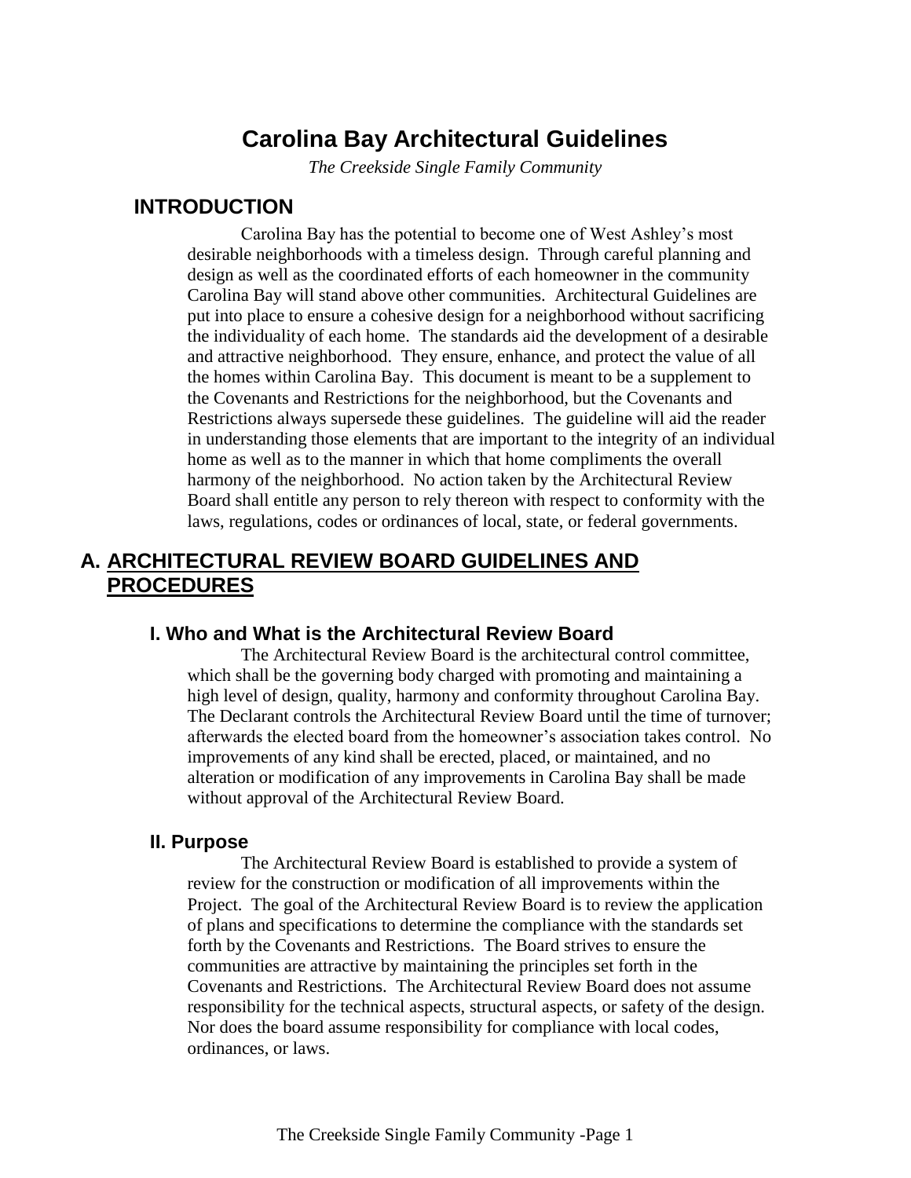# Carolina Bay Architectural Guidelines

*The Creekside Single Family Community*

## INTRODUCTION

Carolina Bay has the potential to become one of West Ashley's most desirable neighborhoods with a timeless design. Through careful planning and design as well as the coordinated efforts of each homeowner in the community Carolina Bay will stand above other communities. Architectural Guidelines are put into place to ensure a cohesive design for a neighborhood without sacrificing the individuality of each home. The standards aid the development of a desirable and attractive neighborhood. They ensure, enhance, and protect the value of all the homes within Carolina Bay. This document is meant to be a supplement to the Covenants and Restrictions for the neighborhood, but the Covenants and Restrictions always supersede these guidelines. The guideline will aid the reader in understanding those elements that are important to the integrity of an individual home as well as to the manner in which that home compliments the overall harmony of the neighborhood. No action taken by the Architectural Review Board shall entitle any person to rely thereon with respect to conformity with the laws, regulations, codes or ordinances of local, state, or federal governments.

## A. <u>ARCHITECTURAL REVIEW BOARD GUIDELINES AND PROCEDURES</u>

### I. Who and What is the Architectural Review Board

The Architectural Review Board is the architectural control committee, which shall be the governing body charged with promoting and maintaining a high level of design, quality, harmony and conformity throughout Carolina Bay. The Declarant controls the Architectural Review Board until the time of turnover; afterwards the elected board from the homeowner's association takes control. No improvements of any kind shall be erected, placed, or maintained, and no alteration or modification of any improvements in Carolina Bay shall be made without approval of the Architectural Review Board.

### II. Purpose

The Architectural Review Board is established to provide a system of review for the construction or modification of all improvements within the Project. The goal of the Architectural Review Board is to review the application of plans and specifications to determine the compliance with the standards set forth by the Covenants and Restrictions. The Board strives to ensure the communities are attractive by maintaining the principles set forth in the Covenants and Restrictions. The Architectural Review Board does not assume responsibility for the technical aspects, structural aspects, or safety of the design. Nor does the board assume responsibility for compliance with local codes, ordinances, or laws.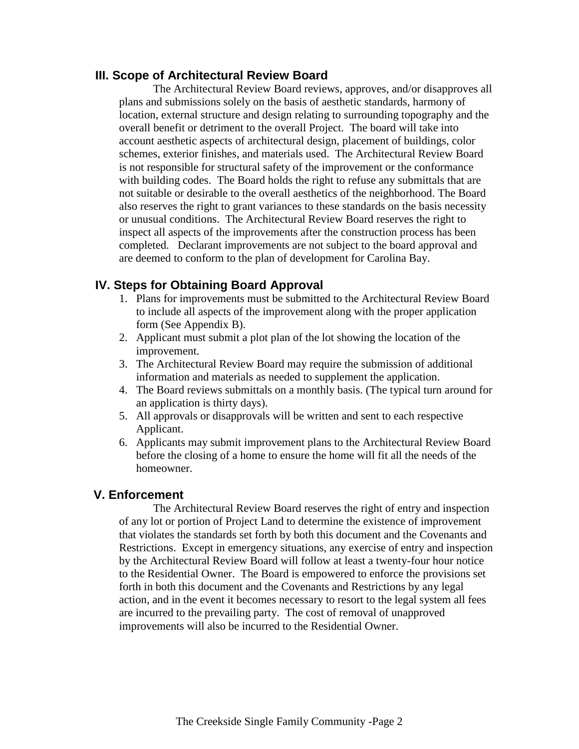## III. Scope of Architectural Review Board

The Architectural Review Board reviews, approves, and/or disapproves all plans and submissions solely on the basis of aesthetic standards, harmony of location, external structure and design relating to surrounding topography and the overall benefit or detriment to the overall Project. The board will take into account aesthetic aspects of architectural design, placement of buildings, color schemes, exterior finishes, and materials used. The Architectural Review Board is not responsible for structural safety of the improvement or the conformance with building codes. The Board holds the right to refuse any submittals that are not suitable or desirable to the overall aesthetics of the neighborhood. The Board also reserves the right to grant variances to these standards on the basis necessity or unusual conditions. The Architectural Review Board reserves the right to inspect all aspects of the improvements after the construction process has been completed. Declarant improvements are not subject to the board approval and are deemed to conform to the plan of development for Carolina Bay.

## IV. Steps for Obtaining Board Approval

1. Plans for improvements must be submitted to the Architectural Review Board to include all aspects of the improvement along with the proper application form (See Appendix B).
2. Applicant must submit a plot plan of the lot showing the location of the improvement.
3. The Architectural Review Board may require the submission of additional information and materials as needed to supplement the application.
4. The Board reviews submittals on a monthly basis. (The typical turn around for an application is thirty days).
5. All approvals or disapprovals will be written and sent to each respective Applicant.
6. Applicants may submit improvement plans to the Architectural Review Board before the closing of a home to ensure the home will fit all the needs of the homeowner.

## V. Enforcement

The Architectural Review Board reserves the right of entry and inspection of any lot or portion of Project Land to determine the existence of improvement that violates the standards set forth by both this document and the Covenants and Restrictions. Except in emergency situations, any exercise of entry and inspection by the Architectural Review Board will follow at least a twenty-four hour notice to the Residential Owner. The Board is empowered to enforce the provisions set forth in both this document and the Covenants and Restrictions by any legal action, and in the event it becomes necessary to resort to the legal system all fees are incurred to the prevailing party. The cost of removal of unapproved improvements will also be incurred to the Residential Owner.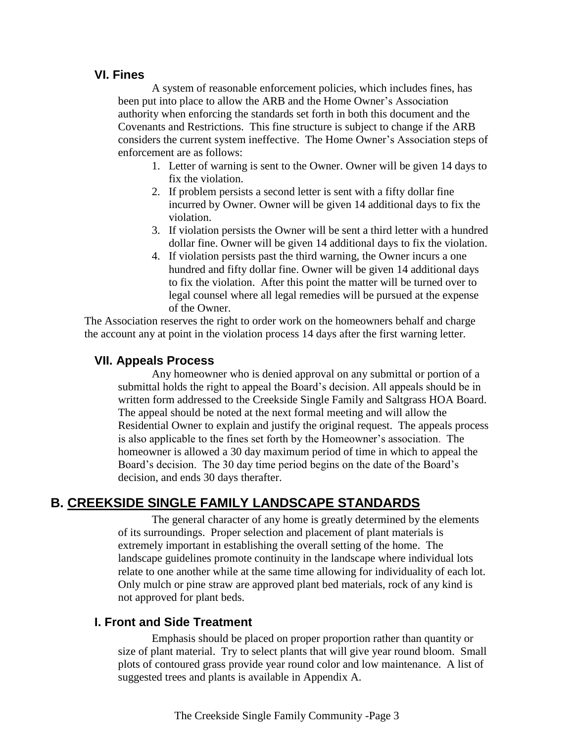### VI. Fines

A system of reasonable enforcement policies, which includes fines, has been put into place to allow the ARB and the Home Owner's Association authority when enforcing the standards set forth in both this document and the Covenants and Restrictions. This fine structure is subject to change if the ARB considers the current system ineffective. The Home Owner's Association steps of enforcement are as follows:

1. Letter of warning is sent to the Owner. Owner will be given 14 days to fix the violation.
2. If problem persists a second letter is sent with a fifty dollar fine incurred by Owner. Owner will be given 14 additional days to fix the violation.
3. If violation persists the Owner will be sent a third letter with a hundred dollar fine. Owner will be given 14 additional days to fix the violation.
4. If violation persists past the third warning, the Owner incurs a one hundred and fifty dollar fine. Owner will be given 14 additional days to fix the violation. After this point the matter will be turned over to legal counsel where all legal remedies will be pursued at the expense of the Owner.

The Association reserves the right to order work on the homeowners behalf and charge the account any at point in the violation process 14 days after the first warning letter.

### VII. Appeals Process

Any homeowner who is denied approval on any submittal or portion of a submittal holds the right to appeal the Board's decision. All appeals should be in written form addressed to the Creekside Single Family and Saltgrass HOA Board. The appeal should be noted at the next formal meeting and will allow the Residential Owner to explain and justify the original request. The appeals process is also applicable to the fines set forth by the Homeowner's association. The homeowner is allowed a 30 day maximum period of time in which to appeal the Board's decision. The 30 day time period begins on the date of the Board's decision, and ends 30 days therafter.

## B. CREEKSIDE SINGLE FAMILY LANDSCAPE STANDARDS

The general character of any home is greatly determined by the elements of its surroundings. Proper selection and placement of plant materials is extremely important in establishing the overall setting of the home. The landscape guidelines promote continuity in the landscape where individual lots relate to one another while at the same time allowing for individuality of each lot. Only mulch or pine straw are approved plant bed materials, rock of any kind is not approved for plant beds.

### I. Front and Side Treatment

Emphasis should be placed on proper proportion rather than quantity or size of plant material. Try to select plants that will give year round bloom. Small plots of contoured grass provide year round color and low maintenance. A list of suggested trees and plants is available in Appendix A.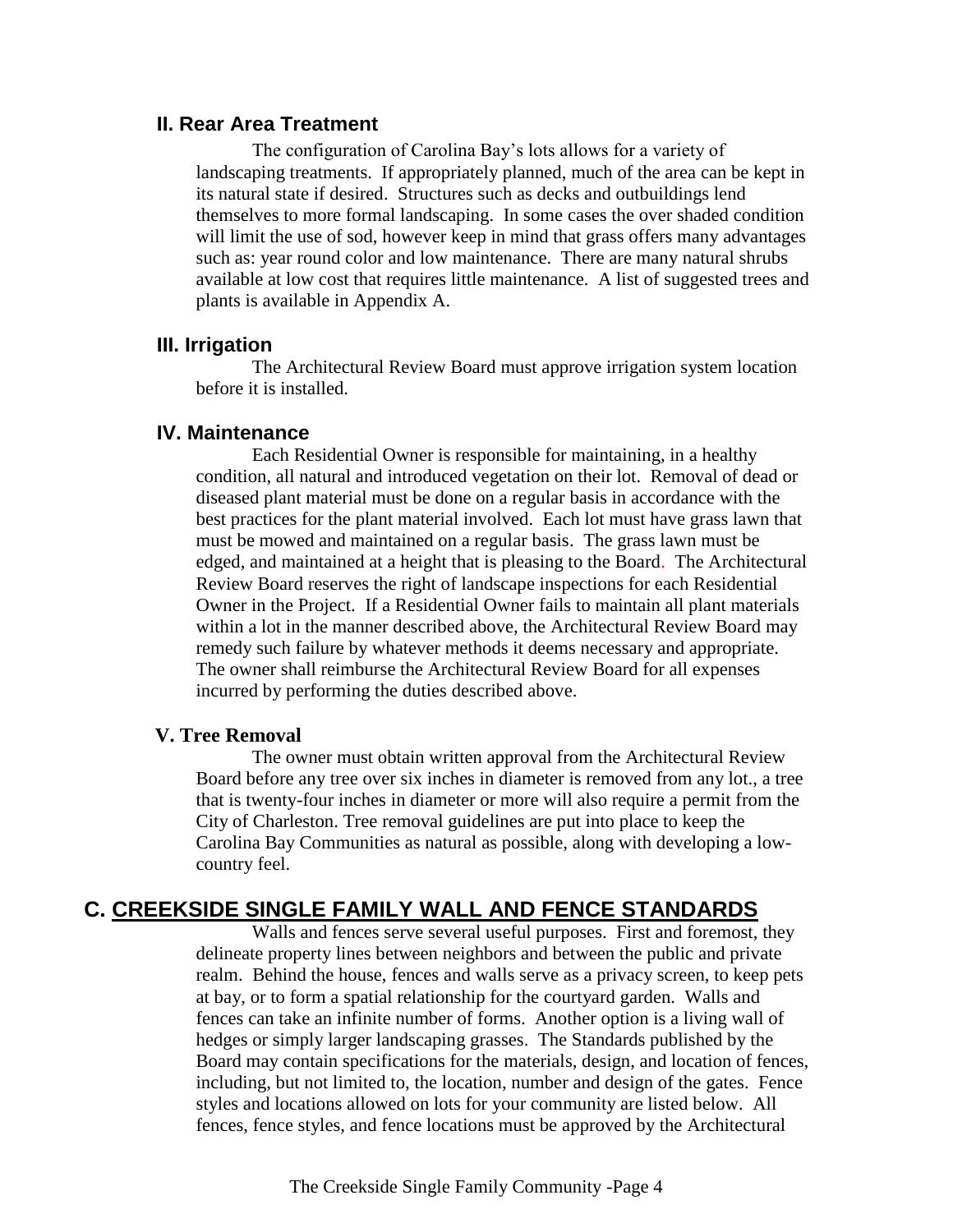### II. Rear Area Treatment

The configuration of Carolina Bay's lots allows for a variety of landscaping treatments. If appropriately planned, much of the area can be kept in its natural state if desired. Structures such as decks and outbuildings lend themselves to more formal landscaping. In some cases the over shaded condition will limit the use of sod, however keep in mind that grass offers many advantages such as: year round color and low maintenance. There are many natural shrubs available at low cost that requires little maintenance. A list of suggested trees and plants is available in Appendix A.

### III. Irrigation

The Architectural Review Board must approve irrigation system location before it is installed.

### IV. Maintenance

Each Residential Owner is responsible for maintaining, in a healthy condition, all natural and introduced vegetation on their lot. Removal of dead or diseased plant material must be done on a regular basis in accordance with the best practices for the plant material involved. Each lot must have grass lawn that must be mowed and maintained on a regular basis. The grass lawn must be edged, and maintained at a height that is pleasing to the Board. The Architectural Review Board reserves the right of landscape inspections for each Residential Owner in the Project. If a Residential Owner fails to maintain all plant materials within a lot in the manner described above, the Architectural Review Board may remedy such failure by whatever methods it deems necessary and appropriate. The owner shall reimburse the Architectural Review Board for all expenses incurred by performing the duties described above.

### V. Tree Removal

The owner must obtain written approval from the Architectural Review Board before any tree over six inches in diameter is removed from any lot., a tree that is twenty-four inches in diameter or more will also require a permit from the City of Charleston. Tree removal guidelines are put into place to keep the Carolina Bay Communities as natural as possible, along with developing a low-country feel.

## C. CREEKSIDE SINGLE FAMILY WALL AND FENCE STANDARDS

Walls and fences serve several useful purposes. First and foremost, they delineate property lines between neighbors and between the public and private realm. Behind the house, fences and walls serve as a privacy screen, to keep pets at bay, or to form a spatial relationship for the courtyard garden. Walls and fences can take an infinite number of forms. Another option is a living wall of hedges or simply larger landscaping grasses. The Standards published by the Board may contain specifications for the materials, design, and location of fences, including, but not limited to, the location, number and design of the gates. Fence styles and locations allowed on lots for your community are listed below. All fences, fence styles, and fence locations must be approved by the Architectural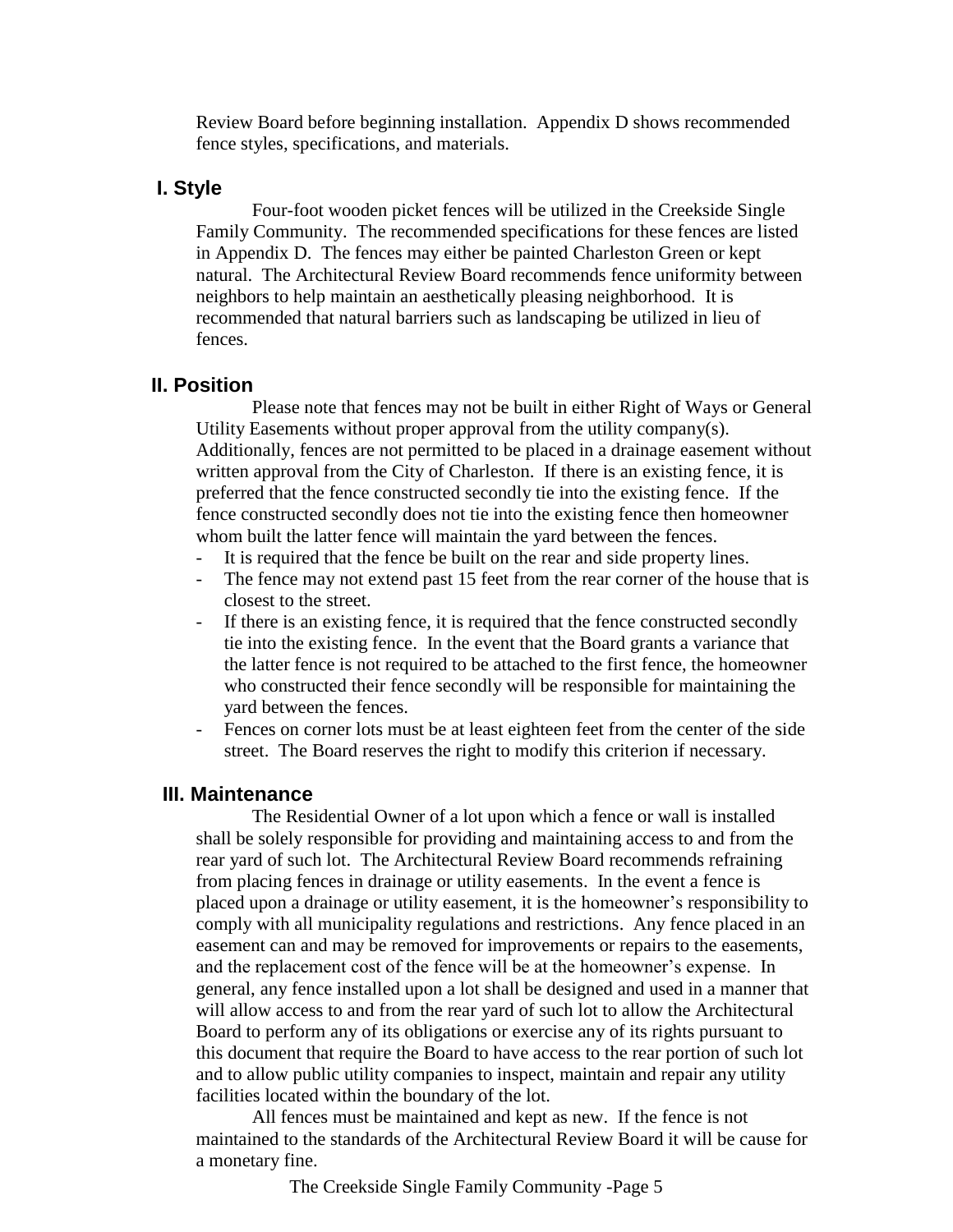Review Board before beginning installation. Appendix D shows recommended fence styles, specifications, and materials.

## I. Style

Four-foot wooden picket fences will be utilized in the Creekside Single Family Community. The recommended specifications for these fences are listed in Appendix D. The fences may either be painted Charleston Green or kept natural. The Architectural Review Board recommends fence uniformity between neighbors to help maintain an aesthetically pleasing neighborhood. It is recommended that natural barriers such as landscaping be utilized in lieu of fences.

## II. Position

Please note that fences may not be built in either Right of Ways or General Utility Easements without proper approval from the utility company(s). Additionally, fences are not permitted to be placed in a drainage easement without written approval from the City of Charleston. If there is an existing fence, it is preferred that the fence constructed secondly tie into the existing fence. If the fence constructed secondly does not tie into the existing fence then homeowner whom built the latter fence will maintain the yard between the fences.

- It is required that the fence be built on the rear and side property lines.
- The fence may not extend past 15 feet from the rear corner of the house that is closest to the street.
- If there is an existing fence, it is required that the fence constructed secondly tie into the existing fence. In the event that the Board grants a variance that the latter fence is not required to be attached to the first fence, the homeowner who constructed their fence secondly will be responsible for maintaining the yard between the fences.
- Fences on corner lots must be at least eighteen feet from the center of the side street. The Board reserves the right to modify this criterion if necessary.

## III. Maintenance

The Residential Owner of a lot upon which a fence or wall is installed shall be solely responsible for providing and maintaining access to and from the rear yard of such lot. The Architectural Review Board recommends refraining from placing fences in drainage or utility easements. In the event a fence is placed upon a drainage or utility easement, it is the homeowner's responsibility to comply with all municipality regulations and restrictions. Any fence placed in an easement can and may be removed for improvements or repairs to the easements, and the replacement cost of the fence will be at the homeowner's expense. In general, any fence installed upon a lot shall be designed and used in a manner that will allow access to and from the rear yard of such lot to allow the Architectural Board to perform any of its obligations or exercise any of its rights pursuant to this document that require the Board to have access to the rear portion of such lot and to allow public utility companies to inspect, maintain and repair any utility facilities located within the boundary of the lot.

All fences must be maintained and kept as new. If the fence is not maintained to the standards of the Architectural Review Board it will be cause for a monetary fine.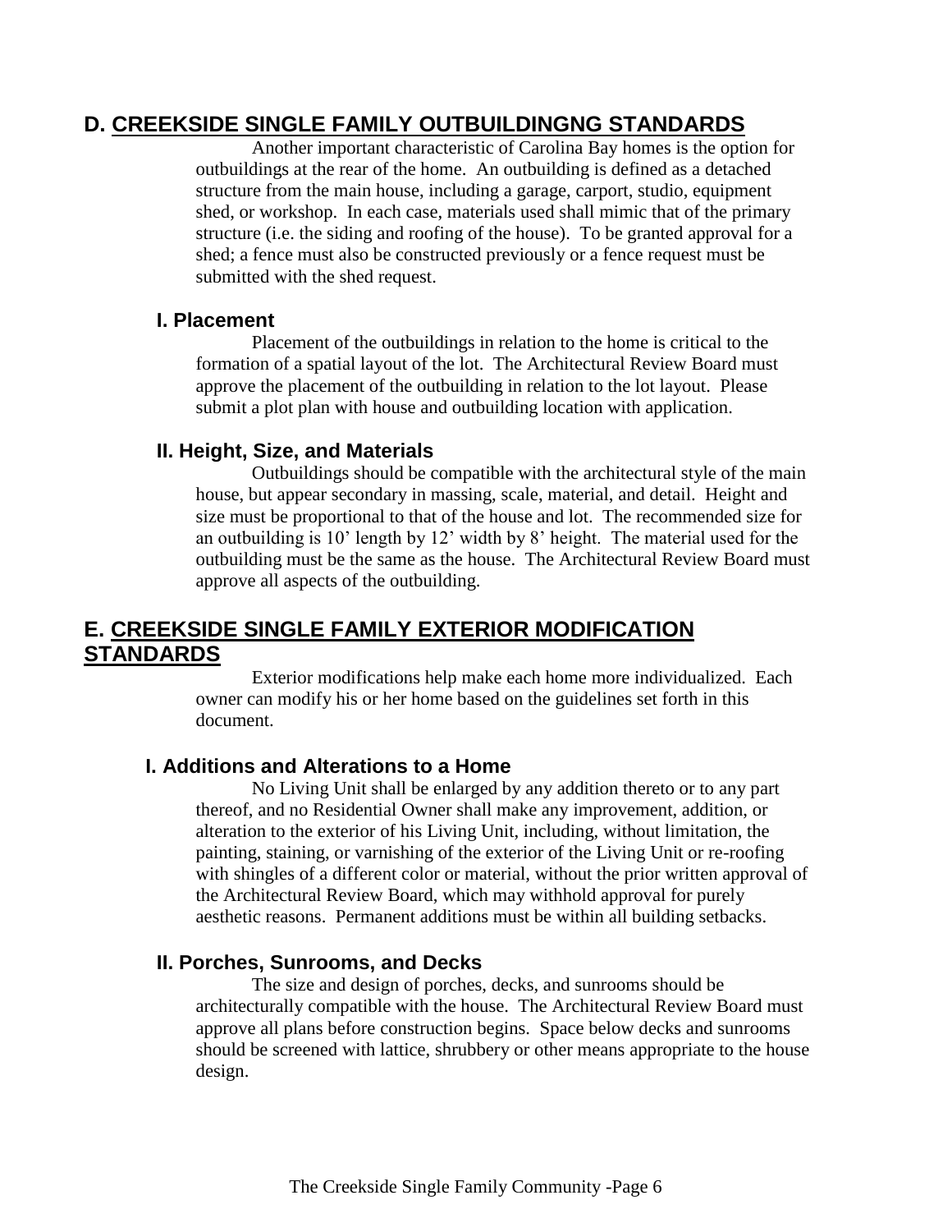## D. CREEKSIDE SINGLE FAMILY OUTBUILDINGNG STANDARDS

Another important characteristic of Carolina Bay homes is the option for outbuildings at the rear of the home. An outbuilding is defined as a detached structure from the main house, including a garage, carport, studio, equipment shed, or workshop. In each case, materials used shall mimic that of the primary structure (i.e. the siding and roofing of the house). To be granted approval for a shed; a fence must also be constructed previously or a fence request must be submitted with the shed request.

### I. Placement

Placement of the outbuildings in relation to the home is critical to the formation of a spatial layout of the lot. The Architectural Review Board must approve the placement of the outbuilding in relation to the lot layout. Please submit a plot plan with house and outbuilding location with application.

### II. Height, Size, and Materials

Outbuildings should be compatible with the architectural style of the main house, but appear secondary in massing, scale, material, and detail. Height and size must be proportional to that of the house and lot. The recommended size for an outbuilding is 10' length by 12' width by 8' height. The material used for the outbuilding must be the same as the house. The Architectural Review Board must approve all aspects of the outbuilding.

## E. CREEKSIDE SINGLE FAMILY EXTERIOR MODIFICATION STANDARDS

Exterior modifications help make each home more individualized. Each owner can modify his or her home based on the guidelines set forth in this document.

### I. Additions and Alterations to a Home

No Living Unit shall be enlarged by any addition thereto or to any part thereof, and no Residential Owner shall make any improvement, addition, or alteration to the exterior of his Living Unit, including, without limitation, the painting, staining, or varnishing of the exterior of the Living Unit or re-roofing with shingles of a different color or material, without the prior written approval of the Architectural Review Board, which may withhold approval for purely aesthetic reasons. Permanent additions must be within all building setbacks.

### II. Porches, Sunrooms, and Decks

The size and design of porches, decks, and sunrooms should be architecturally compatible with the house. The Architectural Review Board must approve all plans before construction begins. Space below decks and sunrooms should be screened with lattice, shrubbery or other means appropriate to the house design.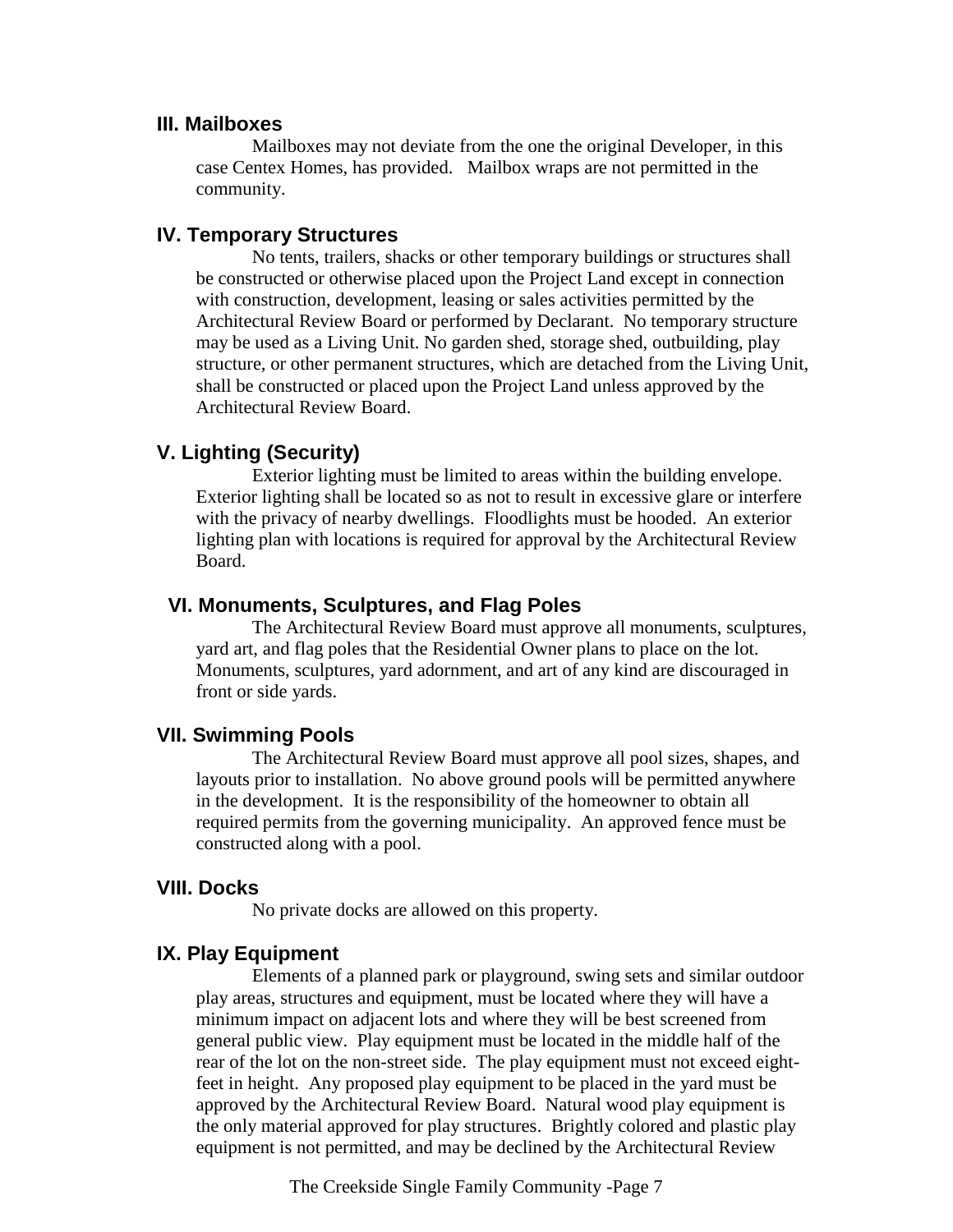### III. Mailboxes

Mailboxes may not deviate from the one the original Developer, in this case Centex Homes, has provided. Mailbox wraps are not permitted in the community.

### IV. Temporary Structures

No tents, trailers, shacks or other temporary buildings or structures shall be constructed or otherwise placed upon the Project Land except in connection with construction, development, leasing or sales activities permitted by the Architectural Review Board or performed by Declarant. No temporary structure may be used as a Living Unit. No garden shed, storage shed, outbuilding, play structure, or other permanent structures, which are detached from the Living Unit, shall be constructed or placed upon the Project Land unless approved by the Architectural Review Board.

### V. Lighting (Security)

Exterior lighting must be limited to areas within the building envelope. Exterior lighting shall be located so as not to result in excessive glare or interfere with the privacy of nearby dwellings. Floodlights must be hooded. An exterior lighting plan with locations is required for approval by the Architectural Review Board.

### VI. Monuments, Sculptures, and Flag Poles

The Architectural Review Board must approve all monuments, sculptures, yard art, and flag poles that the Residential Owner plans to place on the lot. Monuments, sculptures, yard adornment, and art of any kind are discouraged in front or side yards.

### VII. Swimming Pools

The Architectural Review Board must approve all pool sizes, shapes, and layouts prior to installation. No above ground pools will be permitted anywhere in the development. It is the responsibility of the homeowner to obtain all required permits from the governing municipality. An approved fence must be constructed along with a pool.

### VIII. Docks

No private docks are allowed on this property.

### IX. Play Equipment

Elements of a planned park or playground, swing sets and similar outdoor play areas, structures and equipment, must be located where they will have a minimum impact on adjacent lots and where they will be best screened from general public view. Play equipment must be located in the middle half of the rear of the lot on the non-street side. The play equipment must not exceed eight-feet in height. Any proposed play equipment to be placed in the yard must be approved by the Architectural Review Board. Natural wood play equipment is the only material approved for play structures. Brightly colored and plastic play equipment is not permitted, and may be declined by the Architectural Review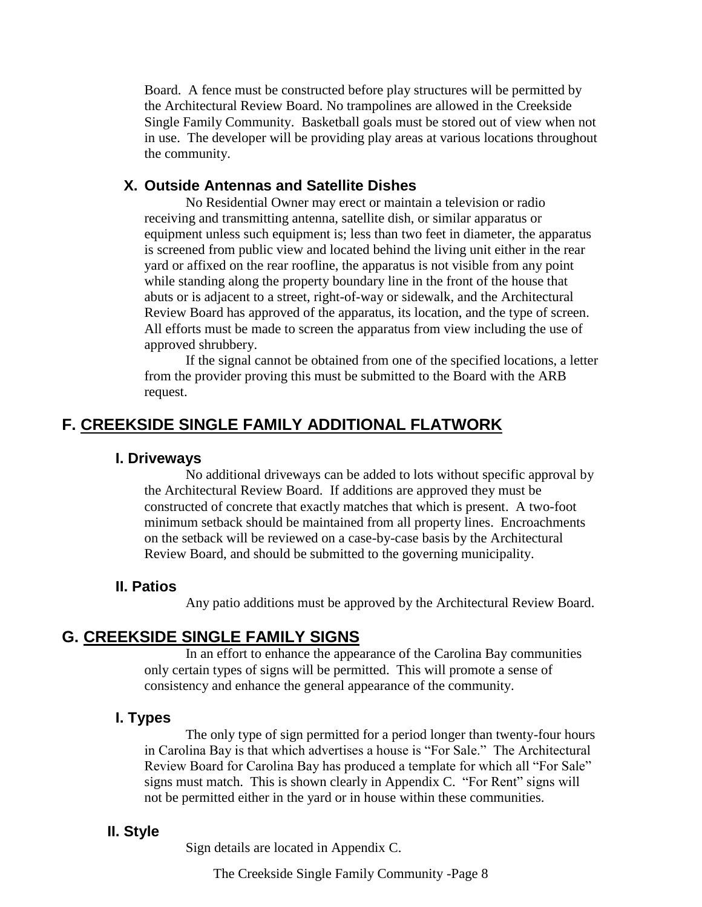Board. A fence must be constructed before play structures will be permitted by the Architectural Review Board. No trampolines are allowed in the Creekside Single Family Community. Basketball goals must be stored out of view when not in use. The developer will be providing play areas at various locations throughout the community.

### X. Outside Antennas and Satellite Dishes

No Residential Owner may erect or maintain a television or radio receiving and transmitting antenna, satellite dish, or similar apparatus or equipment unless such equipment is; less than two feet in diameter, the apparatus is screened from public view and located behind the living unit either in the rear yard or affixed on the rear roofline, the apparatus is not visible from any point while standing along the property boundary line in the front of the house that abuts or is adjacent to a street, right-of-way or sidewalk, and the Architectural Review Board has approved of the apparatus, its location, and the type of screen. All efforts must be made to screen the apparatus from view including the use of approved shrubbery.

If the signal cannot be obtained from one of the specified locations, a letter from the provider proving this must be submitted to the Board with the ARB request.

## F. CREEKSIDE SINGLE FAMILY ADDITIONAL FLATWORK

### I. Driveways

No additional driveways can be added to lots without specific approval by the Architectural Review Board. If additions are approved they must be constructed of concrete that exactly matches that which is present. A two-foot minimum setback should be maintained from all property lines. Encroachments on the setback will be reviewed on a case-by-case basis by the Architectural Review Board, and should be submitted to the governing municipality.

### II. Patios

Any patio additions must be approved by the Architectural Review Board.

## G. CREEKSIDE SINGLE FAMILY SIGNS

In an effort to enhance the appearance of the Carolina Bay communities only certain types of signs will be permitted. This will promote a sense of consistency and enhance the general appearance of the community.

### I. Types

The only type of sign permitted for a period longer than twenty-four hours in Carolina Bay is that which advertises a house is "For Sale." The Architectural Review Board for Carolina Bay has produced a template for which all "For Sale" signs must match. This is shown clearly in Appendix C. "For Rent" signs will not be permitted either in the yard or in house within these communities.

### II. Style

Sign details are located in Appendix C.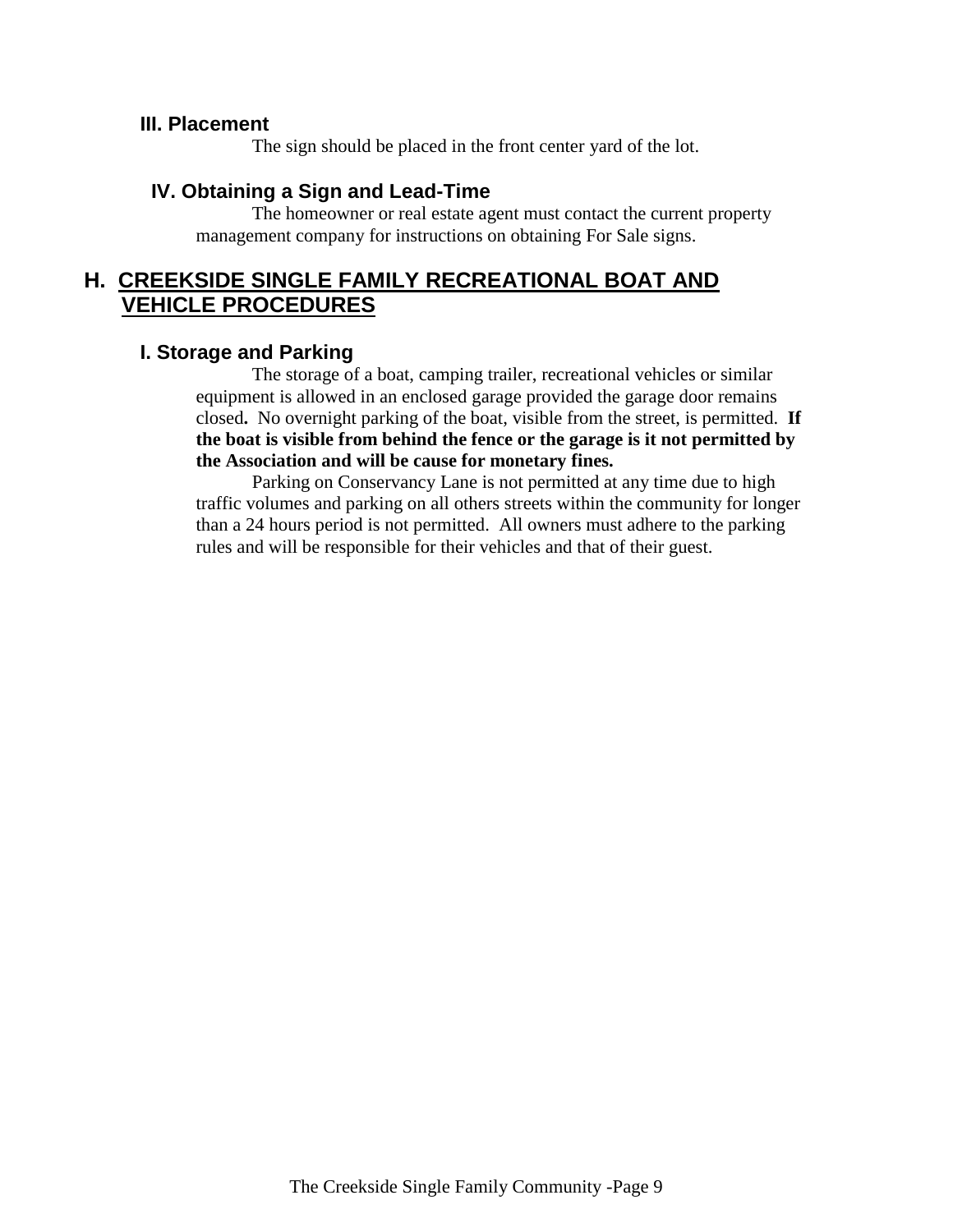### III. Placement

The sign should be placed in the front center yard of the lot.

### IV. Obtaining a Sign and Lead-Time

The homeowner or real estate agent must contact the current property management company for instructions on obtaining For Sale signs.

## H. CREEKSIDE SINGLE FAMILY RECREATIONAL BOAT AND VEHICLE PROCEDURES

### I. Storage and Parking

The storage of a boat, camping trailer, recreational vehicles or similar equipment is allowed in an enclosed garage provided the garage door remains closed**.** No overnight parking of the boat, visible from the street, is permitted. **If the boat is visible from behind the fence or the garage is it not permitted by the Association and will be cause for monetary fines.**

Parking on Conservancy Lane is not permitted at any time due to high traffic volumes and parking on all others streets within the community for longer than a 24 hours period is not permitted. All owners must adhere to the parking rules and will be responsible for their vehicles and that of their guest.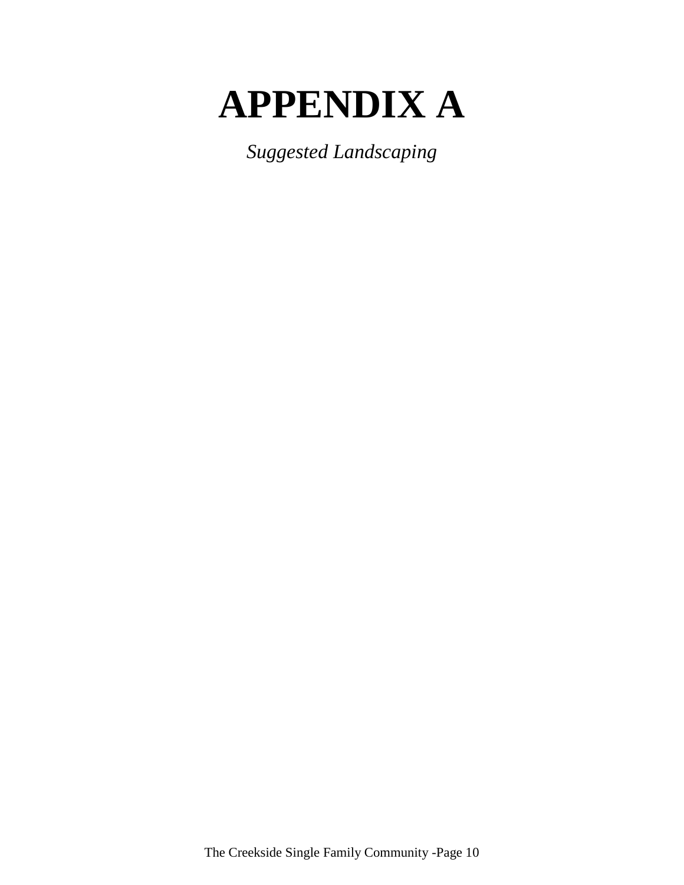# APPENDIX A

*Suggested Landscaping*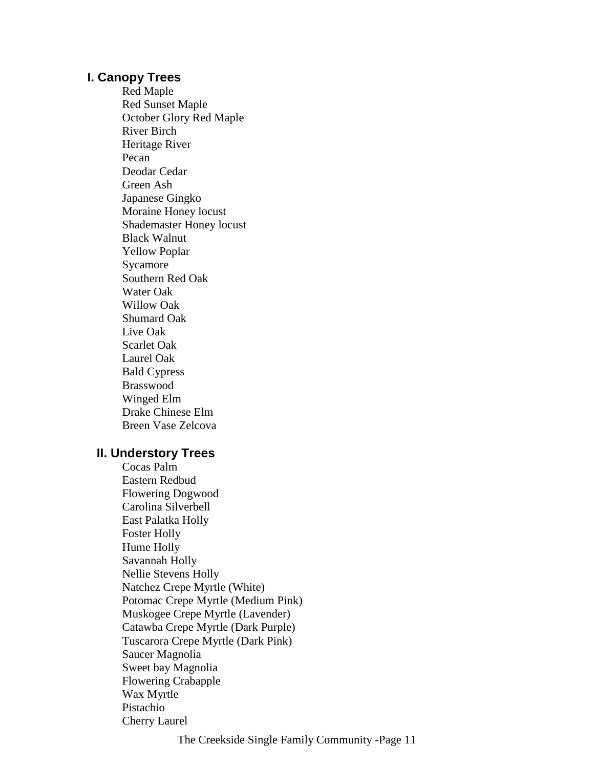## I. Canopy Trees

Red Maple
Red Sunset Maple
October Glory Red Maple
River Birch
Heritage River
Pecan
Deodar Cedar
Green Ash
Japanese Gingko
Moraine Honey locust
Shademaster Honey locust
Black Walnut
Yellow Poplar
Sycamore
Southern Red Oak
Water Oak
Willow Oak
Shumard Oak
Live Oak
Scarlet Oak
Laurel Oak
Bald Cypress
Brasswood
Winged Elm
Drake Chinese Elm
Breen Vase Zelcova

## II. Understory Trees

Cocas Palm
Eastern Redbud
Flowering Dogwood
Carolina Silverbell
East Palatka Holly
Foster Holly
Hume Holly
Savannah Holly
Nellie Stevens Holly
Natchez Crepe Myrtle (White)
Potomac Crepe Myrtle (Medium Pink)
Muskogee Crepe Myrtle (Lavender)
Catawba Crepe Myrtle (Dark Purple)
Tuscarora Crepe Myrtle (Dark Pink)
Saucer Magnolia
Sweet bay Magnolia
Flowering Crabapple
Wax Myrtle
Pistachio
Cherry Laurel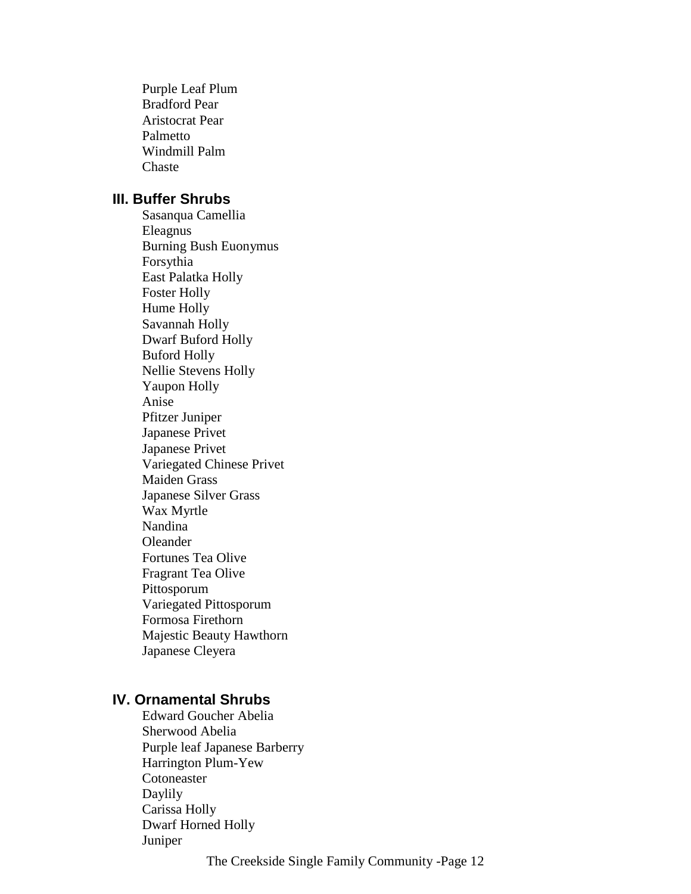Purple Leaf Plum
Bradford Pear
Aristocrat Pear
Palmetto
Windmill Palm
Chaste

## III. Buffer Shrubs

Sasanqua Camellia
Eleagnus
Burning Bush Euonymus
Forsythia
East Palatka Holly
Foster Holly
Hume Holly
Savannah Holly
Dwarf Buford Holly
Buford Holly
Nellie Stevens Holly
Yaupon Holly
Anise
Pfitzer Juniper
Japanese Privet
Japanese Privet
Variegated Chinese Privet
Maiden Grass
Japanese Silver Grass
Wax Myrtle
Nandina
Oleander
Fortunes Tea Olive
Fragrant Tea Olive
Pittosporum
Variegated Pittosporum
Formosa Firethorn
Majestic Beauty Hawthorn
Japanese Cleyera

## IV. Ornamental Shrubs

Edward Goucher Abelia
Sherwood Abelia
Purple leaf Japanese Barberry
Harrington Plum-Yew
Cotoneaster
Daylily
Carissa Holly
Dwarf Horned Holly
Juniper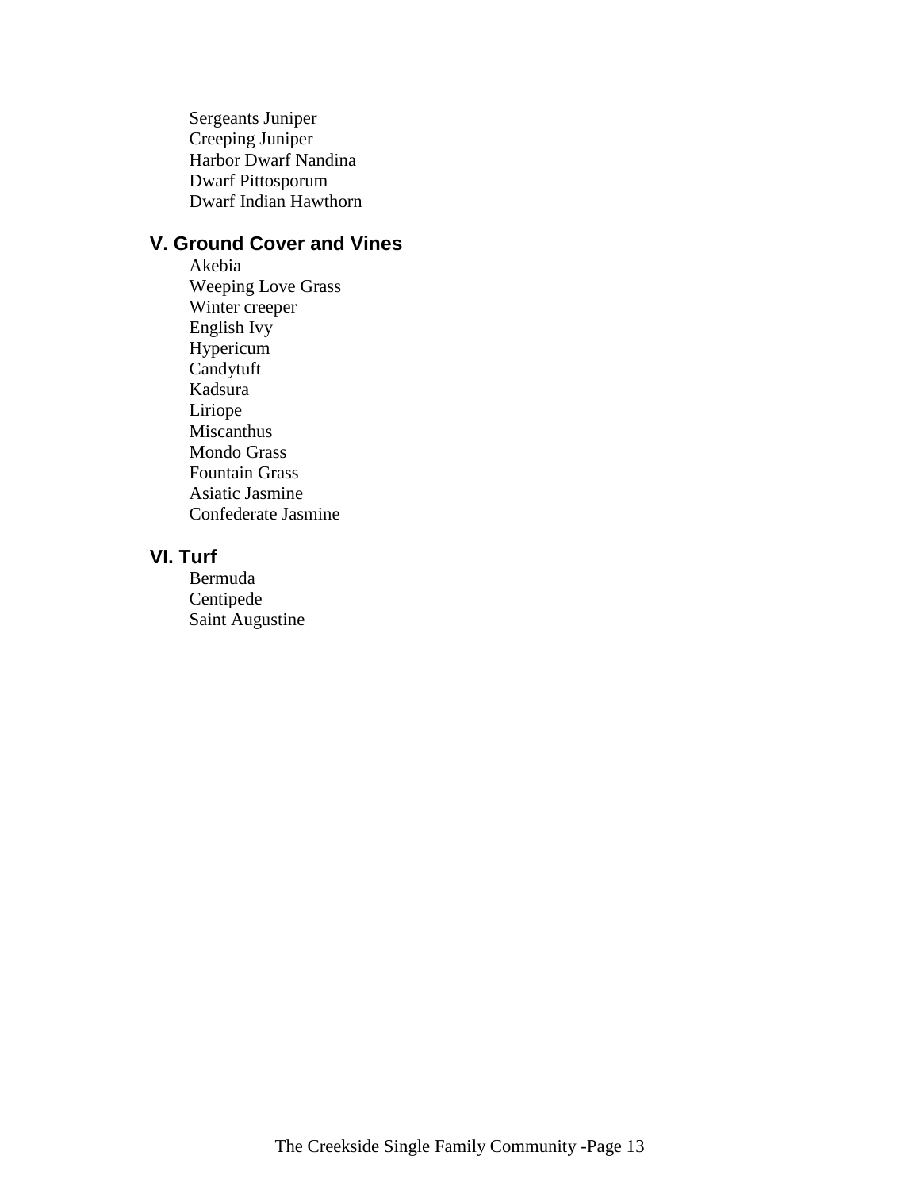Sergeants Juniper
Creeping Juniper
Harbor Dwarf Nandina
Dwarf Pittosporum
Dwarf Indian Hawthorn

## V. Ground Cover and Vines

Akebia
Weeping Love Grass
Winter creeper
English Ivy
Hypericum
Candytuft
Kadsura
Liriope
Miscanthus
Mondo Grass
Fountain Grass
Asiatic Jasmine
Confederate Jasmine

## VI. Turf

Bermuda
Centipede
Saint Augustine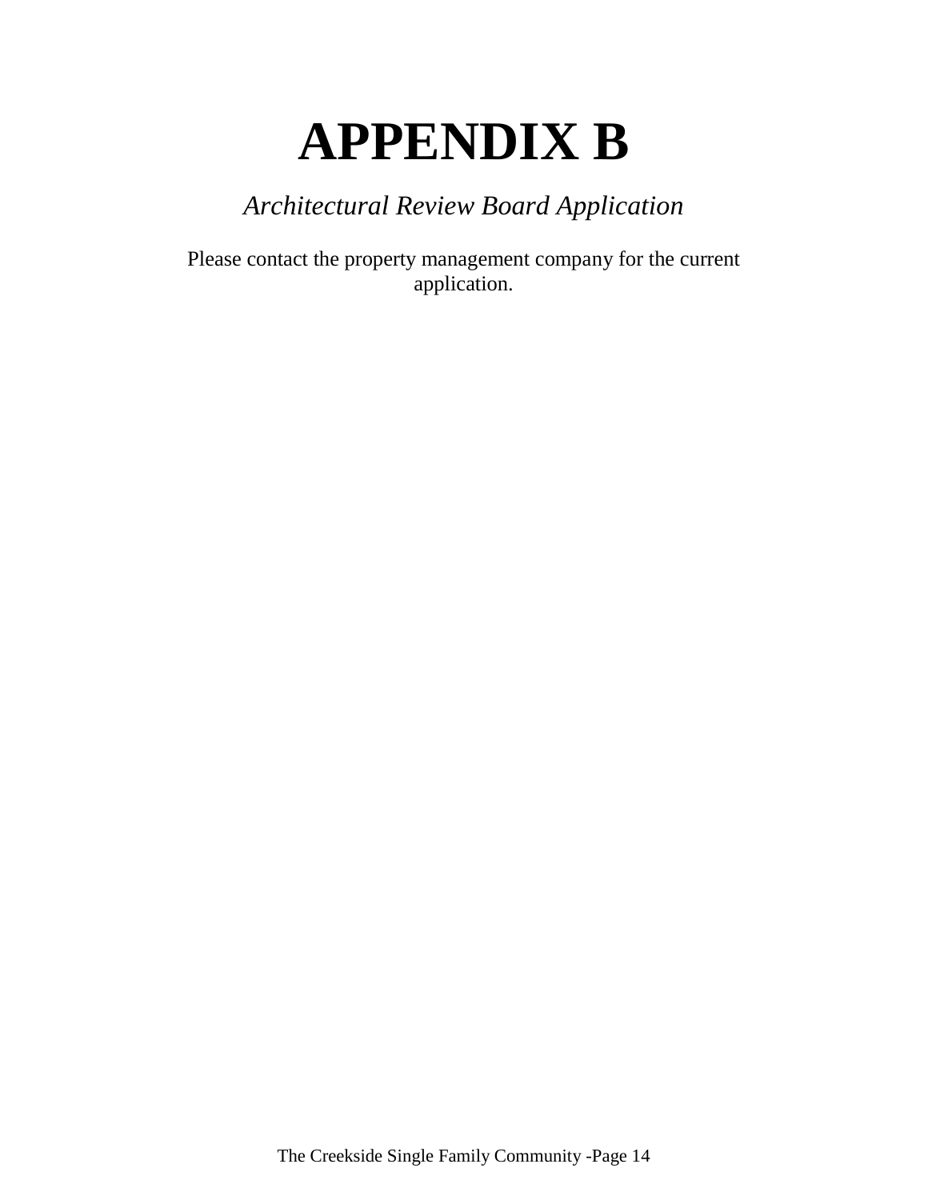# APPENDIX B

*Architectural Review Board Application*

Please contact the property management company for the current application.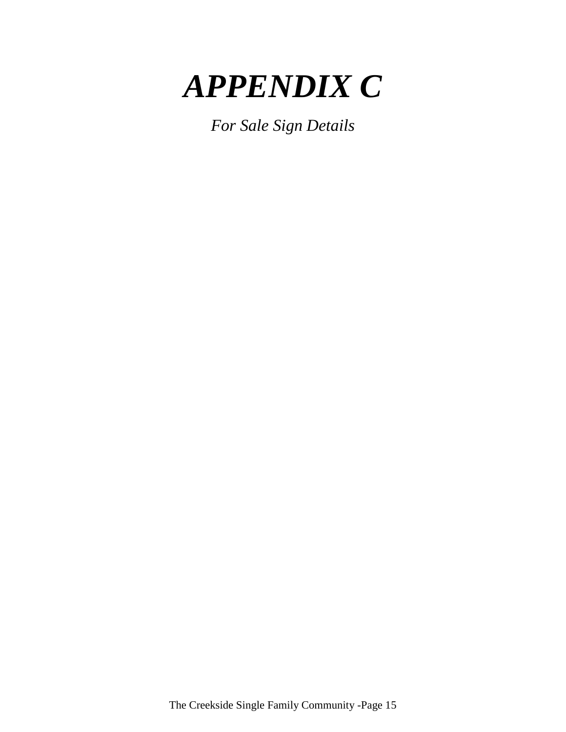# *APPENDIX C*

*For Sale Sign Details*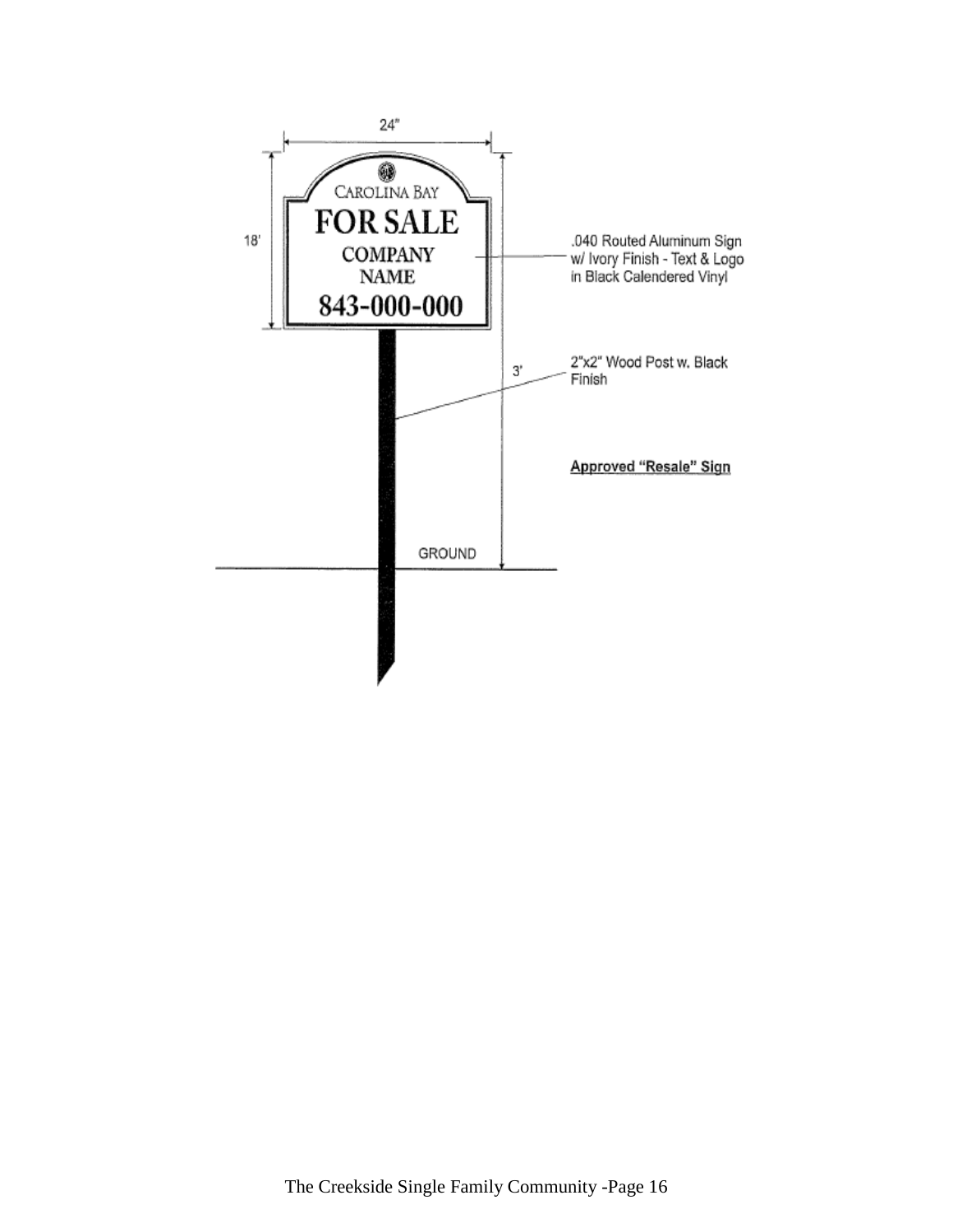24"

18'

CAROLINA BAY

FOR SALE

COMPANY
NAME

843-000-000

.040 Routed Aluminum Sign w/ Ivory Finish - Text & Logo in Black Calendered Vinyl

3'

2"x2" Wood Post w. Black Finish

**Approved "Resale" Sign**

GROUND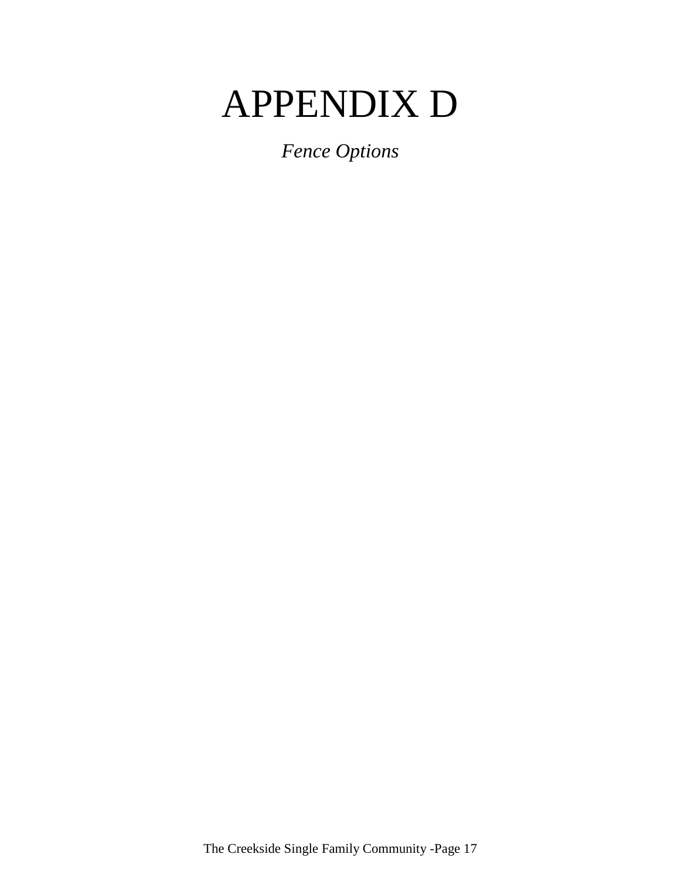# APPENDIX D

*Fence Options*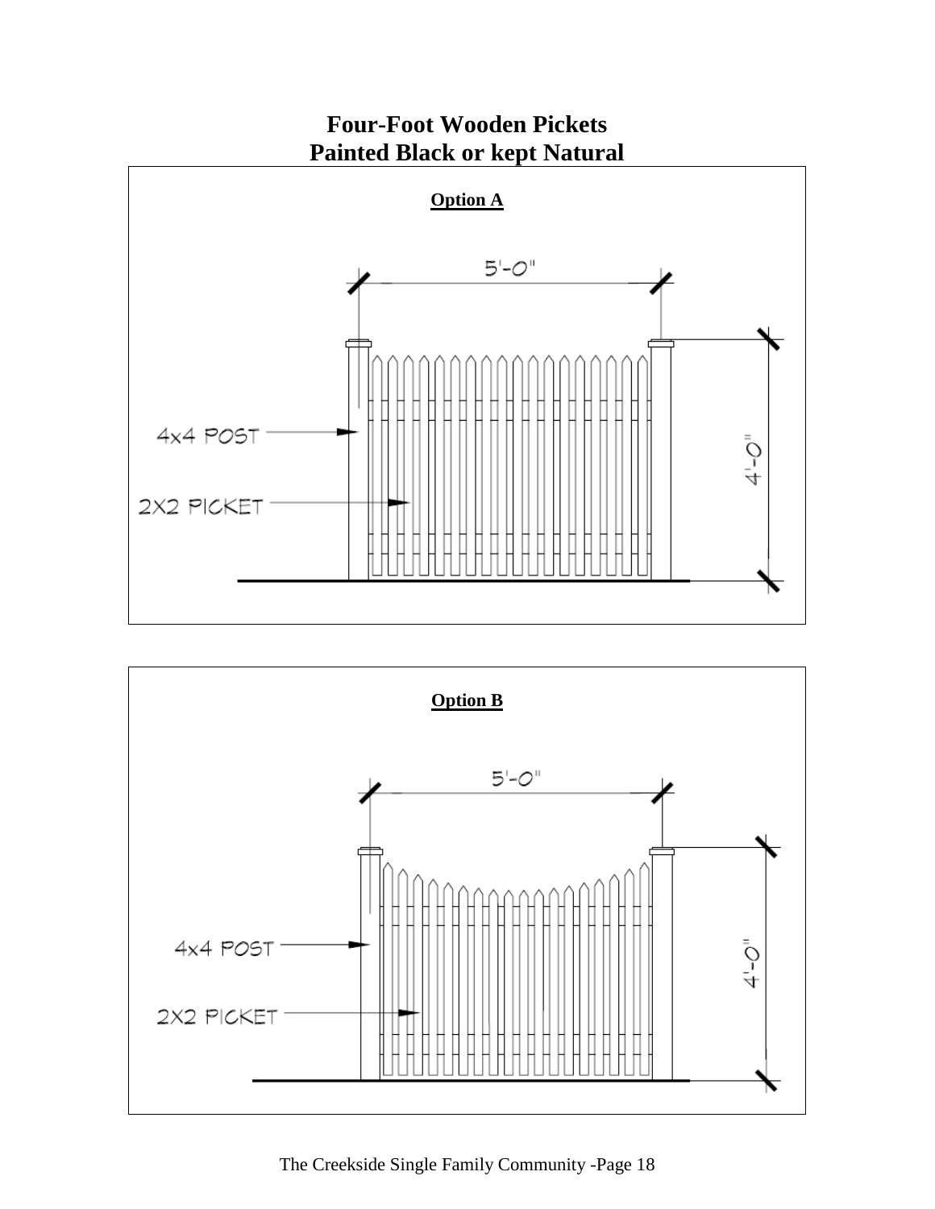# Four-Foot Wooden Pickets
# Painted Black or kept Natural

**Option A**

5'-0"

4x4 POST

2X2 PICKET

4'-0"

**Option B**

5'-0"

4x4 POST

2X2 PICKET

4'-0"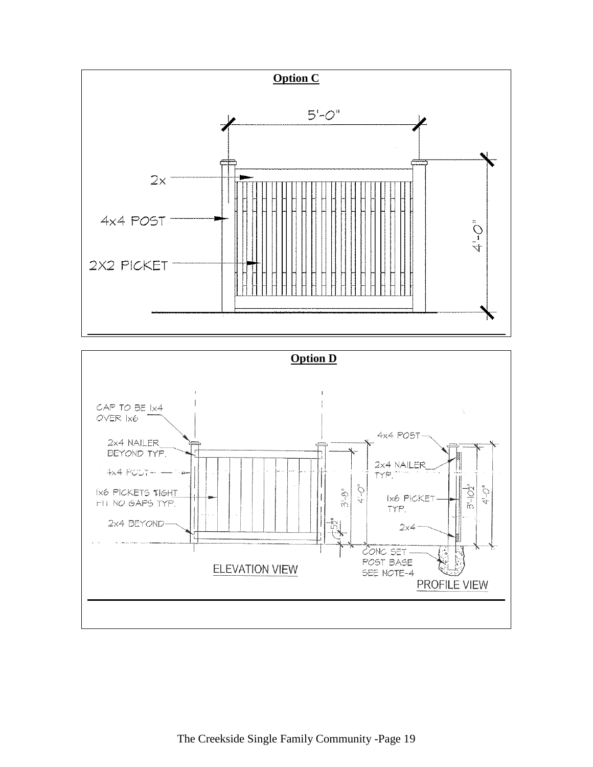**Option C**

5'-0"

2x

4x4 POST

2X2 PICKET

4'-0"

**Option D**

CAP TO BE 1x4 OVER 1x6

2x4 NAILER BEYOND TYP.

4x4 POST

1x6 PICKETS TIGHT FIT NO GAPS TYP.

2x4 BEYOND

3'-8"

4'-0"

5½"

ELEVATION VIEW

4x4 POST

2x4 NAILER TYP.

1x6 PICKET TYP.

2x4

3'-10½"

4'-0"

CONC SET POST BASE SEE NOTE-4

PROFILE VIEW